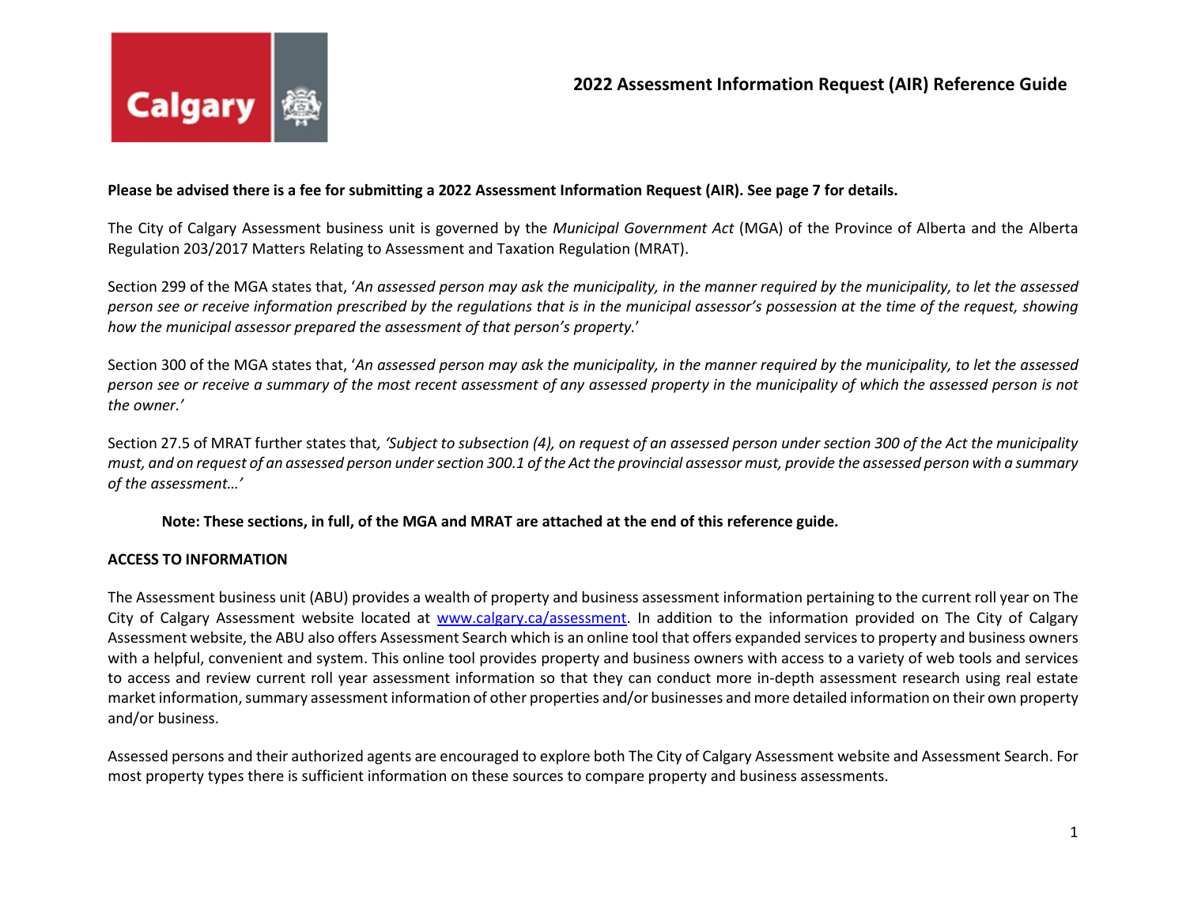# 2022 Assessment Information Request (AIR) Reference Guide

**Please be advised there is a fee for submitting a 2022 Assessment Information Request (AIR). See page 7 for details.**

The City of Calgary Assessment business unit is governed by the *Municipal Government Act* (MGA) of the Province of Alberta and the Alberta Regulation 203/2017 Matters Relating to Assessment and Taxation Regulation (MRAT).

Section 299 of the MGA states that, '*An assessed person may ask the municipality, in the manner required by the municipality, to let the assessed person see or receive information prescribed by the regulations that is in the municipal assessor's possession at the time of the request, showing how the municipal assessor prepared the assessment of that person's property.*'

Section 300 of the MGA states that, '*An assessed person may ask the municipality, in the manner required by the municipality, to let the assessed person see or receive a summary of the most recent assessment of any assessed property in the municipality of which the assessed person is not the owner.'*

Section 27.5 of MRAT further states that*, 'Subject to subsection (4), on request of an assessed person under section 300 of the Act the municipality must, and on request of an assessed person under section 300.1 of the Act the provincial assessor must, provide the assessed person with a summary of the assessment…'*

**Note: These sections, in full, of the MGA and MRAT are attached at the end of this reference guide.**

**ACCESS TO INFORMATION**

The Assessment business unit (ABU) provides a wealth of property and business assessment information pertaining to the current roll year on The City of Calgary Assessment website located at [www.calgary.ca/assessment](www.calgary.ca/assessment). In addition to the information provided on The City of Calgary Assessment website, the ABU also offers Assessment Search which is an online tool that offers expanded services to property and business owners with a helpful, convenient and system. This online tool provides property and business owners with access to a variety of web tools and services to access and review current roll year assessment information so that they can conduct more in-depth assessment research using real estate market information, summary assessment information of other properties and/or businesses and more detailed information on their own property and/or business.

Assessed persons and their authorized agents are encouraged to explore both The City of Calgary Assessment website and Assessment Search. For most property types there is sufficient information on these sources to compare property and business assessments.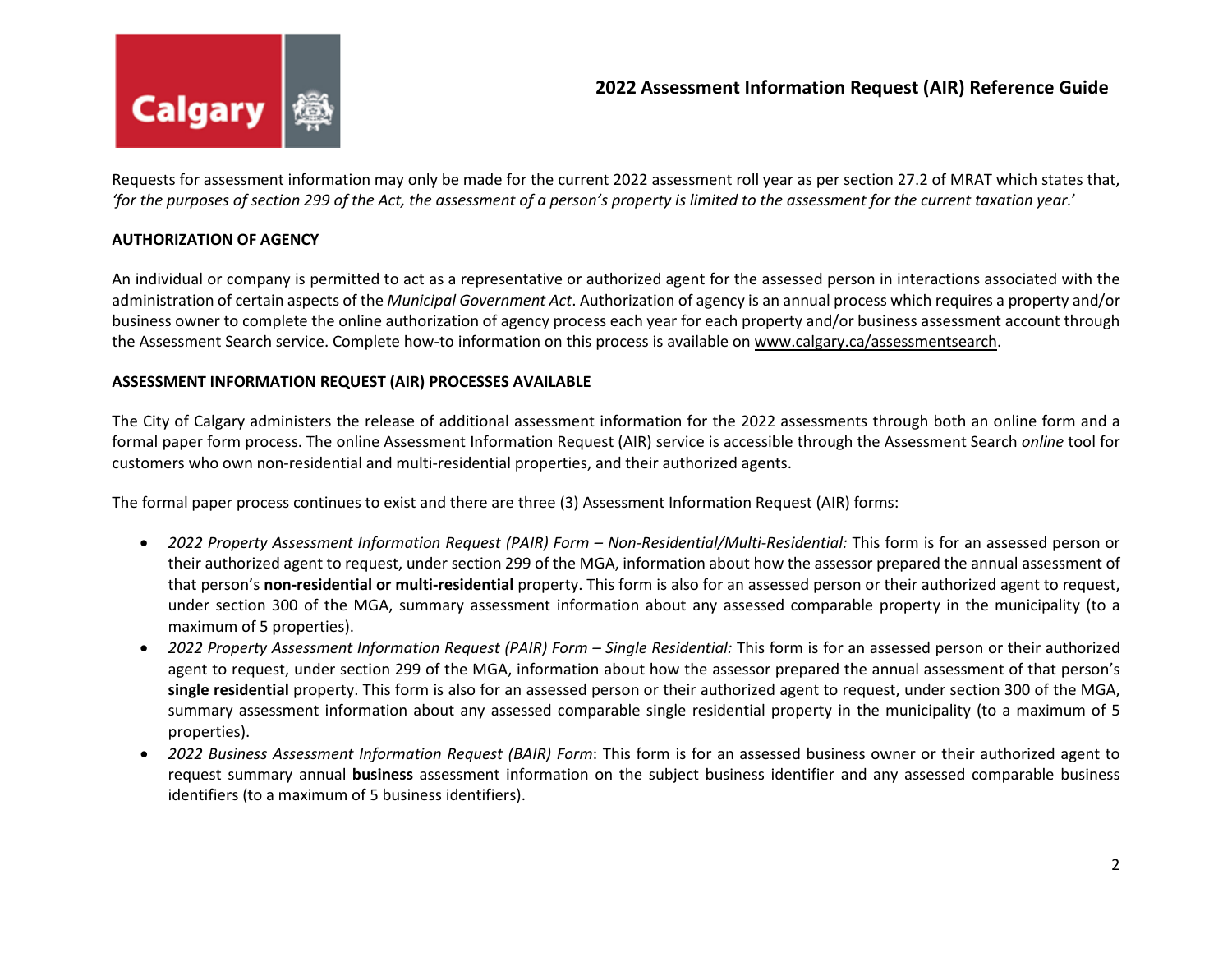Requests for assessment information may only be made for the current 2022 assessment roll year as per section 27.2 of MRAT which states that, *'for the purposes of section 299 of the Act, the assessment of a person's property is limited to the assessment for the current taxation year.'*

**AUTHORIZATION OF AGENCY**

An individual or company is permitted to act as a representative or authorized agent for the assessed person in interactions associated with the administration of certain aspects of the *Municipal Government Act*. Authorization of agency is an annual process which requires a property and/or business owner to complete the online authorization of agency process each year for each property and/or business assessment account through the Assessment Search service. Complete how-to information on this process is available on www.calgary.ca/assessmentsearch.

**ASSESSMENT INFORMATION REQUEST (AIR) PROCESSES AVAILABLE**

The City of Calgary administers the release of additional assessment information for the 2022 assessments through both an online form and a formal paper form process. The online Assessment Information Request (AIR) service is accessible through the Assessment Search *online* tool for customers who own non-residential and multi-residential properties, and their authorized agents.

The formal paper process continues to exist and there are three (3) Assessment Information Request (AIR) forms:

- *2022 Property Assessment Information Request (PAIR) Form – Non-Residential/Multi-Residential:* This form is for an assessed person or their authorized agent to request, under section 299 of the MGA, information about how the assessor prepared the annual assessment of that person's **non-residential or multi-residential** property. This form is also for an assessed person or their authorized agent to request, under section 300 of the MGA, summary assessment information about any assessed comparable property in the municipality (to a maximum of 5 properties).
- *2022 Property Assessment Information Request (PAIR) Form – Single Residential:* This form is for an assessed person or their authorized agent to request, under section 299 of the MGA, information about how the assessor prepared the annual assessment of that person's **single residential** property. This form is also for an assessed person or their authorized agent to request, under section 300 of the MGA, summary assessment information about any assessed comparable single residential property in the municipality (to a maximum of 5 properties).
- *2022 Business Assessment Information Request (BAIR) Form*: This form is for an assessed business owner or their authorized agent to request summary annual **business** assessment information on the subject business identifier and any assessed comparable business identifiers (to a maximum of 5 business identifiers).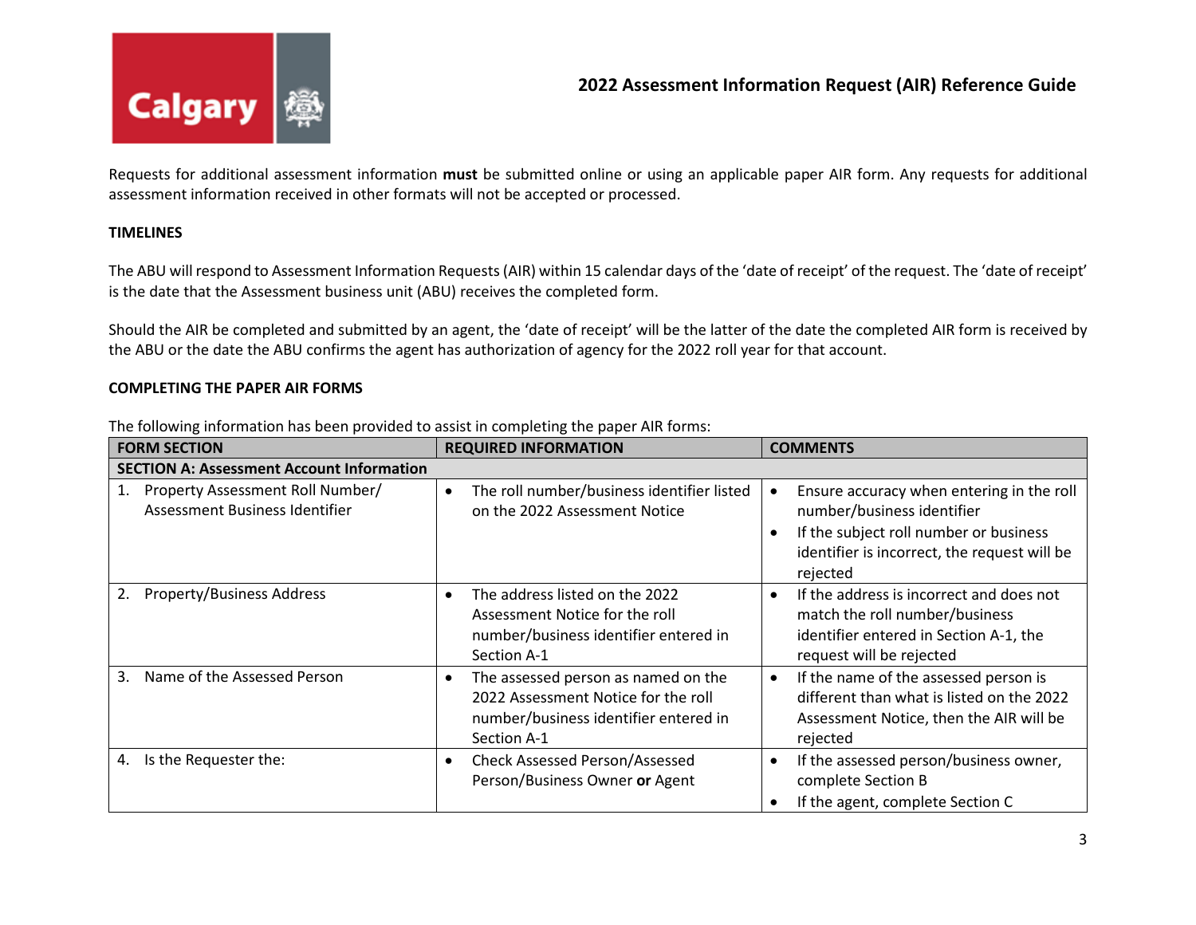Requests for additional assessment information **must** be submitted online or using an applicable paper AIR form. Any requests for additional assessment information received in other formats will not be accepted or processed.

**TIMELINES**

The ABU will respond to Assessment Information Requests (AIR) within 15 calendar days of the 'date of receipt' of the request. The 'date of receipt' is the date that the Assessment business unit (ABU) receives the completed form.

Should the AIR be completed and submitted by an agent, the 'date of receipt' will be the latter of the date the completed AIR form is received by the ABU or the date the ABU confirms the agent has authorization of agency for the 2022 roll year for that account.

**COMPLETING THE PAPER AIR FORMS**

The following information has been provided to assist in completing the paper AIR forms:

| FORM SECTION | REQUIRED INFORMATION | COMMENTS |
|---|---|---|
| **SECTION A: Assessment Account Information** | | |
| 1. Property Assessment Roll Number/ Assessment Business Identifier | • The roll number/business identifier listed on the 2022 Assessment Notice | • Ensure accuracy when entering in the roll number/business identifier<br>• If the subject roll number or business identifier is incorrect, the request will be rejected |
| 2. Property/Business Address | • The address listed on the 2022 Assessment Notice for the roll number/business identifier entered in Section A-1 | • If the address is incorrect and does not match the roll number/business identifier entered in Section A-1, the request will be rejected |
| 3. Name of the Assessed Person | • The assessed person as named on the 2022 Assessment Notice for the roll number/business identifier entered in Section A-1 | • If the name of the assessed person is different than what is listed on the 2022 Assessment Notice, then the AIR will be rejected |
| 4. Is the Requester the: | • Check Assessed Person/Assessed Person/Business Owner **or** Agent | • If the assessed person/business owner, complete Section B<br>• If the agent, complete Section C |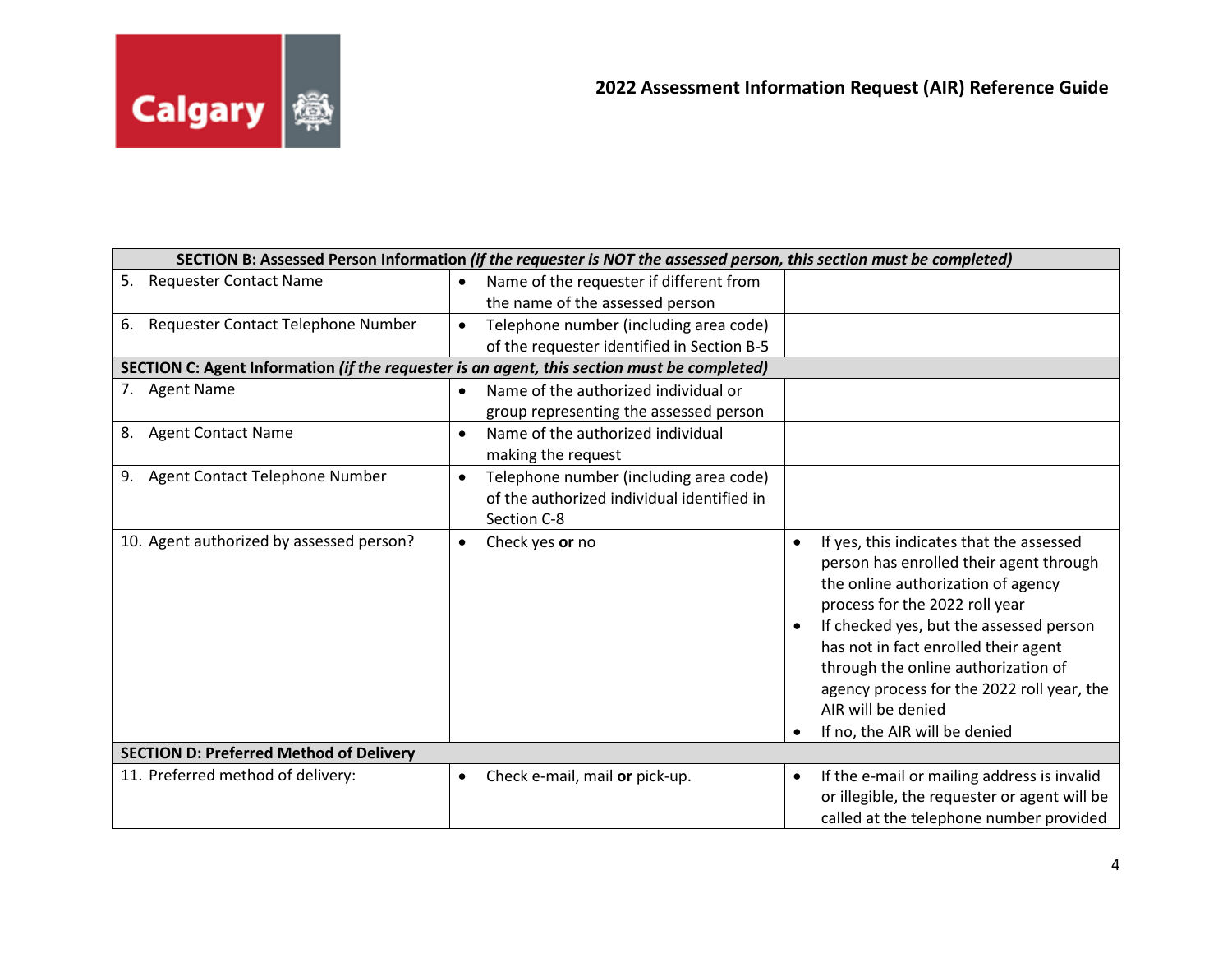| SECTION B: Assessed Person Information *(if the requester is NOT the assessed person, this section must be completed)* | | |
|---|---|---|
| 5. Requester Contact Name | • Name of the requester if different from the name of the assessed person | |
| 6. Requester Contact Telephone Number | • Telephone number (including area code) of the requester identified in Section B-5 | |
| **SECTION C: Agent Information** ***(if the requester is an agent, this section must be completed)*** | | |
| 7. Agent Name | • Name of the authorized individual or group representing the assessed person | |
| 8. Agent Contact Name | • Name of the authorized individual making the request | |
| 9. Agent Contact Telephone Number | • Telephone number (including area code) of the authorized individual identified in Section C-8 | |
| 10. Agent authorized by assessed person? | • Check yes **or** no | • If yes, this indicates that the assessed person has enrolled their agent through the online authorization of agency process for the 2022 roll year<br>• If checked yes, but the assessed person has not in fact enrolled their agent through the online authorization of agency process for the 2022 roll year, the AIR will be denied<br>• If no, the AIR will be denied |
| **SECTION D: Preferred Method of Delivery** | | |
| 11. Preferred method of delivery: | • Check e-mail, mail **or** pick-up. | • If the e-mail or mailing address is invalid or illegible, the requester or agent will be called at the telephone number provided |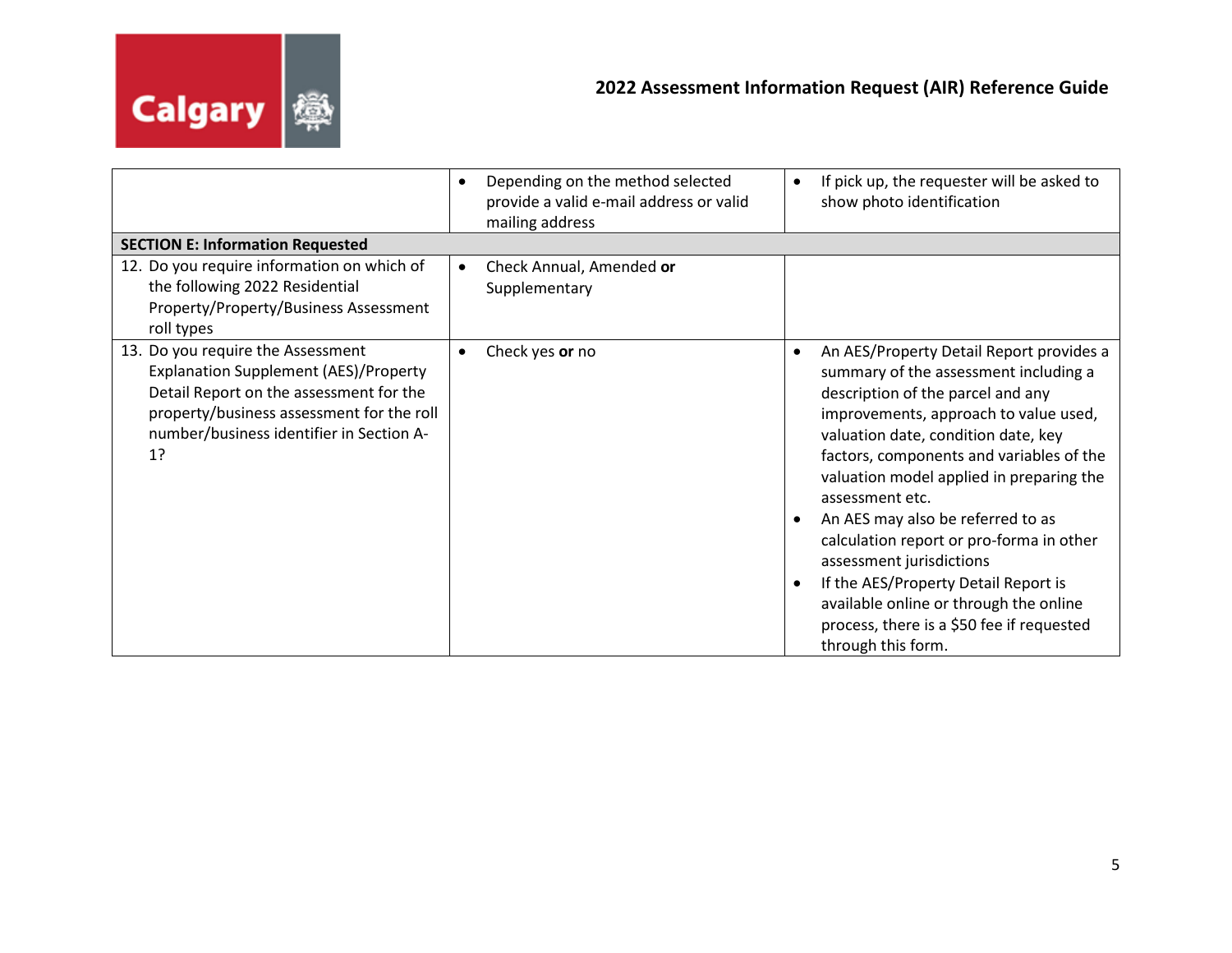| | | |
|---|---|---|
| | • Depending on the method selected provide a valid e-mail address or valid mailing address | • If pick up, the requester will be asked to show photo identification |
| **SECTION E: Information Requested** | | |
| 12. Do you require information on which of the following 2022 Residential Property/Property/Business Assessment roll types | • Check Annual, Amended **or** Supplementary | |
| 13. Do you require the Assessment Explanation Supplement (AES)/Property Detail Report on the assessment for the property/business assessment for the roll number/business identifier in Section A-1? | • Check yes **or** no | • An AES/Property Detail Report provides a summary of the assessment including a description of the parcel and any improvements, approach to value used, valuation date, condition date, key factors, components and variables of the valuation model applied in preparing the assessment etc.<br>• An AES may also be referred to as calculation report or pro-forma in other assessment jurisdictions<br>• If the AES/Property Detail Report is available online or through the online process, there is a $50 fee if requested through this form. |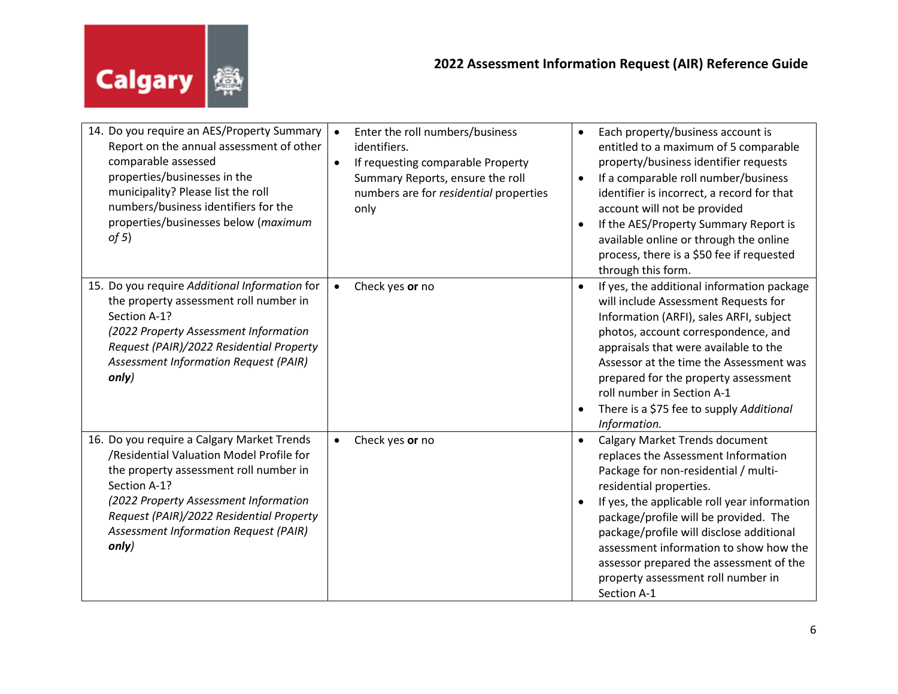| | | |
|---|---|---|
| 14. Do you require an AES/Property Summary Report on the annual assessment of other comparable assessed properties/businesses in the municipality? Please list the roll numbers/business identifiers for the properties/businesses below (*maximum of 5*) | • Enter the roll numbers/business identifiers.<br>• If requesting comparable Property Summary Reports, ensure the roll numbers are for *residential* properties only | • Each property/business account is entitled to a maximum of 5 comparable property/business identifier requests<br>• If a comparable roll number/business identifier is incorrect, a record for that account will not be provided<br>• If the AES/Property Summary Report is available online or through the online process, there is a $50 fee if requested through this form. |
| 15. Do you require *Additional Information* for the property assessment roll number in Section A-1?<br>*(2022 Property Assessment Information Request (PAIR)/2022 Residential Property Assessment Information Request (PAIR)* ***only****)* | • Check yes **or** no | • If yes, the additional information package will include Assessment Requests for Information (ARFI), sales ARFI, subject photos, account correspondence, and appraisals that were available to the Assessor at the time the Assessment was prepared for the property assessment roll number in Section A-1<br>• There is a $75 fee to supply *Additional Information.* |
| 16. Do you require a Calgary Market Trends /Residential Valuation Model Profile for the property assessment roll number in Section A-1?<br>*(2022 Property Assessment Information Request (PAIR)/2022 Residential Property Assessment Information Request (PAIR)* ***only****)* | • Check yes **or** no | • Calgary Market Trends document replaces the Assessment Information Package for non-residential / multi-residential properties.<br>• If yes, the applicable roll year information package/profile will be provided. The package/profile will disclose additional assessment information to show how the assessor prepared the assessment of the property assessment roll number in Section A-1 |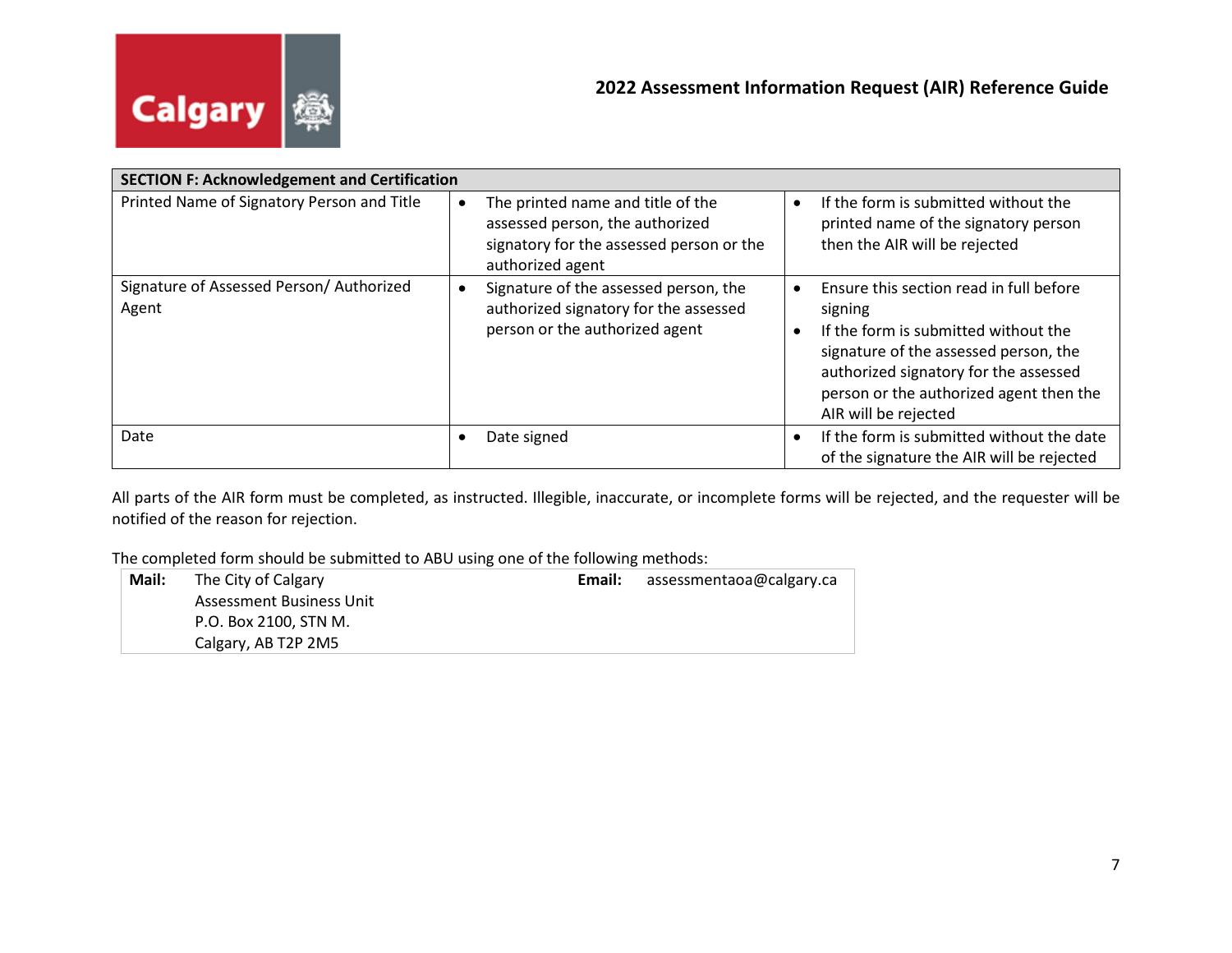| SECTION F: Acknowledgement and Certification | | |
|---|---|---|
| Printed Name of Signatory Person and Title | • The printed name and title of the assessed person, the authorized signatory for the assessed person or the authorized agent | • If the form is submitted without the printed name of the signatory person then the AIR will be rejected |
| Signature of Assessed Person/ Authorized Agent | • Signature of the assessed person, the authorized signatory for the assessed person or the authorized agent | • Ensure this section read in full before signing<br>• If the form is submitted without the signature of the assessed person, the authorized signatory for the assessed person or the authorized agent then the AIR will be rejected |
| Date | • Date signed | • If the form is submitted without the date of the signature the AIR will be rejected |

All parts of the AIR form must be completed, as instructed. Illegible, inaccurate, or incomplete forms will be rejected, and the requester will be notified of the reason for rejection.

The completed form should be submitted to ABU using one of the following methods:

| | | | |
|---|---|---|---|
| **Mail:** | The City of Calgary<br>Assessment Business Unit<br>P.O. Box 2100, STN M.<br>Calgary, AB T2P 2M5 | **Email:** | assessmentaoa@calgary.ca |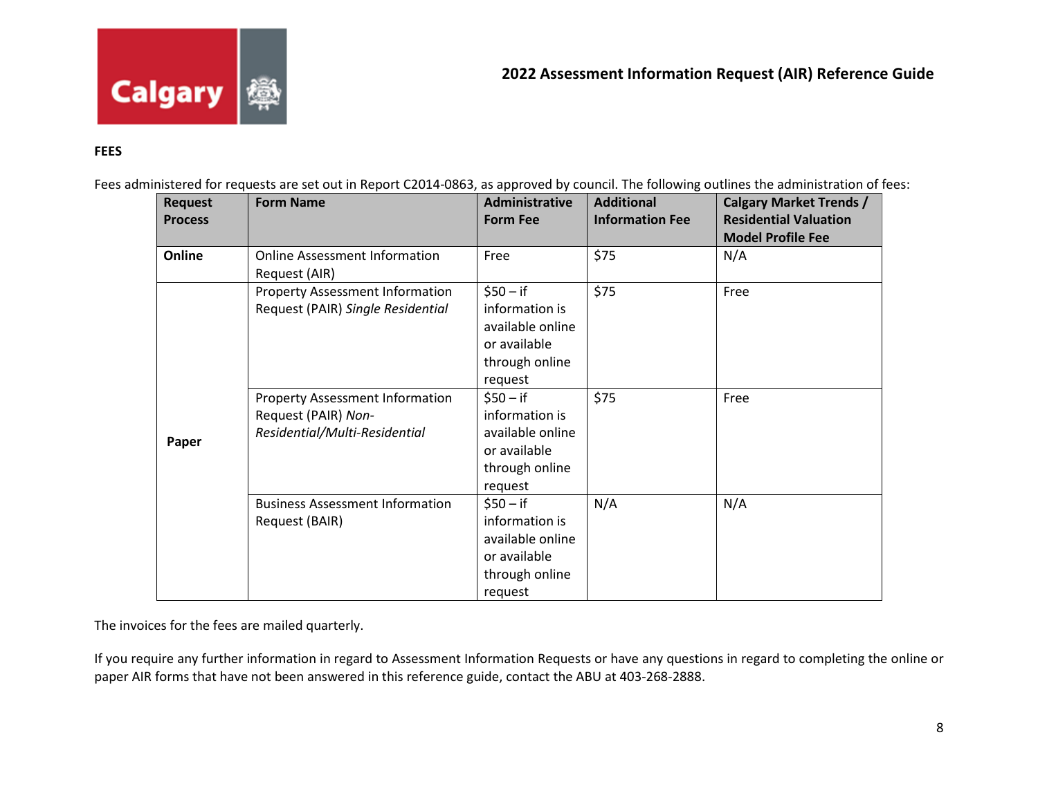**FEES**

Fees administered for requests are set out in Report C2014-0863, as approved by council. The following outlines the administration of fees:

| Request Process | Form Name | Administrative Form Fee | Additional Information Fee | Calgary Market Trends / Residential Valuation Model Profile Fee |
|---|---|---|---|---|
| **Online** | Online Assessment Information Request (AIR) | Free | $75 | N/A |
| **Paper** | Property Assessment Information Request (PAIR) *Single Residential* | $50 – if information is available online or available through online request | $75 | Free |
| | Property Assessment Information Request (PAIR) *Non-Residential/Multi-Residential* | $50 – if information is available online or available through online request | $75 | Free |
| | Business Assessment Information Request (BAIR) | $50 – if information is available online or available through online request | N/A | N/A |

The invoices for the fees are mailed quarterly.

If you require any further information in regard to Assessment Information Requests or have any questions in regard to completing the online or paper AIR forms that have not been answered in this reference guide, contact the ABU at 403-268-2888.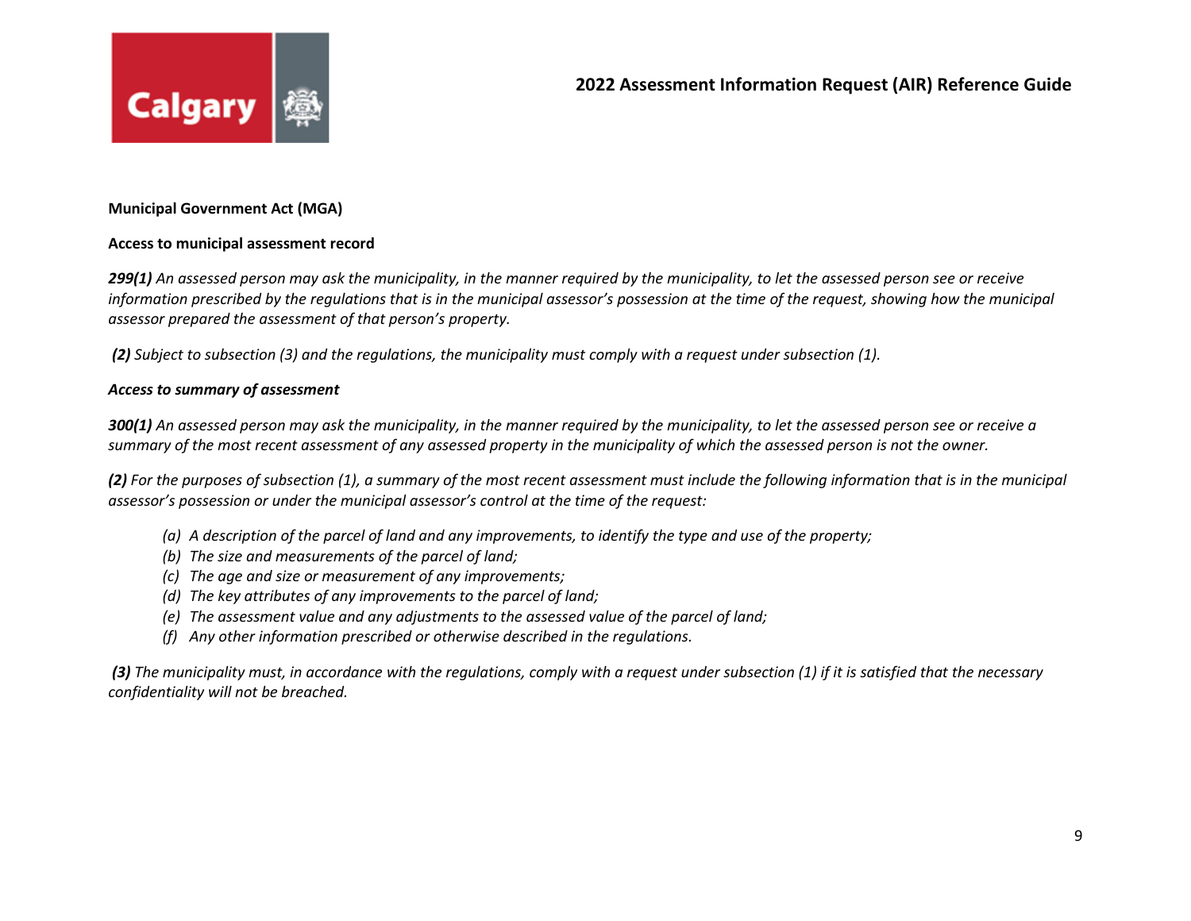**Municipal Government Act (MGA)**

**Access to municipal assessment record**

***299(1)*** *An assessed person may ask the municipality, in the manner required by the municipality, to let the assessed person see or receive information prescribed by the regulations that is in the municipal assessor's possession at the time of the request, showing how the municipal assessor prepared the assessment of that person's property.*

***(2)*** *Subject to subsection (3) and the regulations, the municipality must comply with a request under subsection (1).*

***Access to summary of assessment***

***300(1)*** *An assessed person may ask the municipality, in the manner required by the municipality, to let the assessed person see or receive a summary of the most recent assessment of any assessed property in the municipality of which the assessed person is not the owner.*

***(2)*** *For the purposes of subsection (1), a summary of the most recent assessment must include the following information that is in the municipal assessor's possession or under the municipal assessor's control at the time of the request:*

- *(a) A description of the parcel of land and any improvements, to identify the type and use of the property;*
- *(b) The size and measurements of the parcel of land;*
- *(c) The age and size or measurement of any improvements;*
- *(d) The key attributes of any improvements to the parcel of land;*
- *(e) The assessment value and any adjustments to the assessed value of the parcel of land;*
- *(f) Any other information prescribed or otherwise described in the regulations.*

***(3)*** *The municipality must, in accordance with the regulations, comply with a request under subsection (1) if it is satisfied that the necessary confidentiality will not be breached.*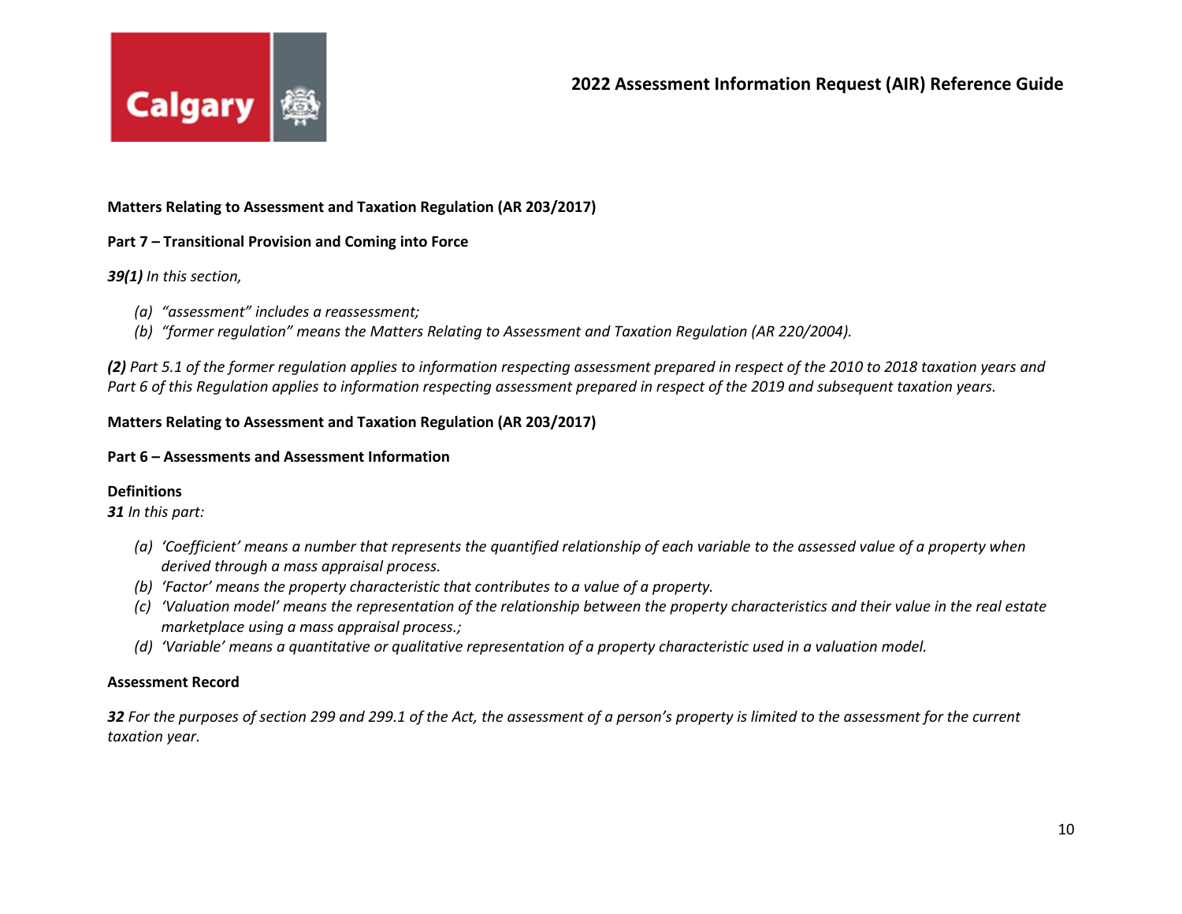**Matters Relating to Assessment and Taxation Regulation (AR 203/2017)**

**Part 7 – Transitional Provision and Coming into Force**

***39(1)*** *In this section,*

- *(a) "assessment" includes a reassessment;*
- *(b) "former regulation" means the Matters Relating to Assessment and Taxation Regulation (AR 220/2004).*

***(2)*** *Part 5.1 of the former regulation applies to information respecting assessment prepared in respect of the 2010 to 2018 taxation years and Part 6 of this Regulation applies to information respecting assessment prepared in respect of the 2019 and subsequent taxation years.*

**Matters Relating to Assessment and Taxation Regulation (AR 203/2017)**

**Part 6 – Assessments and Assessment Information**

**Definitions**

***31*** *In this part:*

- *(a) 'Coefficient' means a number that represents the quantified relationship of each variable to the assessed value of a property when derived through a mass appraisal process.*
- *(b) 'Factor' means the property characteristic that contributes to a value of a property.*
- *(c) 'Valuation model' means the representation of the relationship between the property characteristics and their value in the real estate marketplace using a mass appraisal process.;*
- *(d) 'Variable' means a quantitative or qualitative representation of a property characteristic used in a valuation model.*

**Assessment Record**

***32*** *For the purposes of section 299 and 299.1 of the Act, the assessment of a person's property is limited to the assessment for the current taxation year.*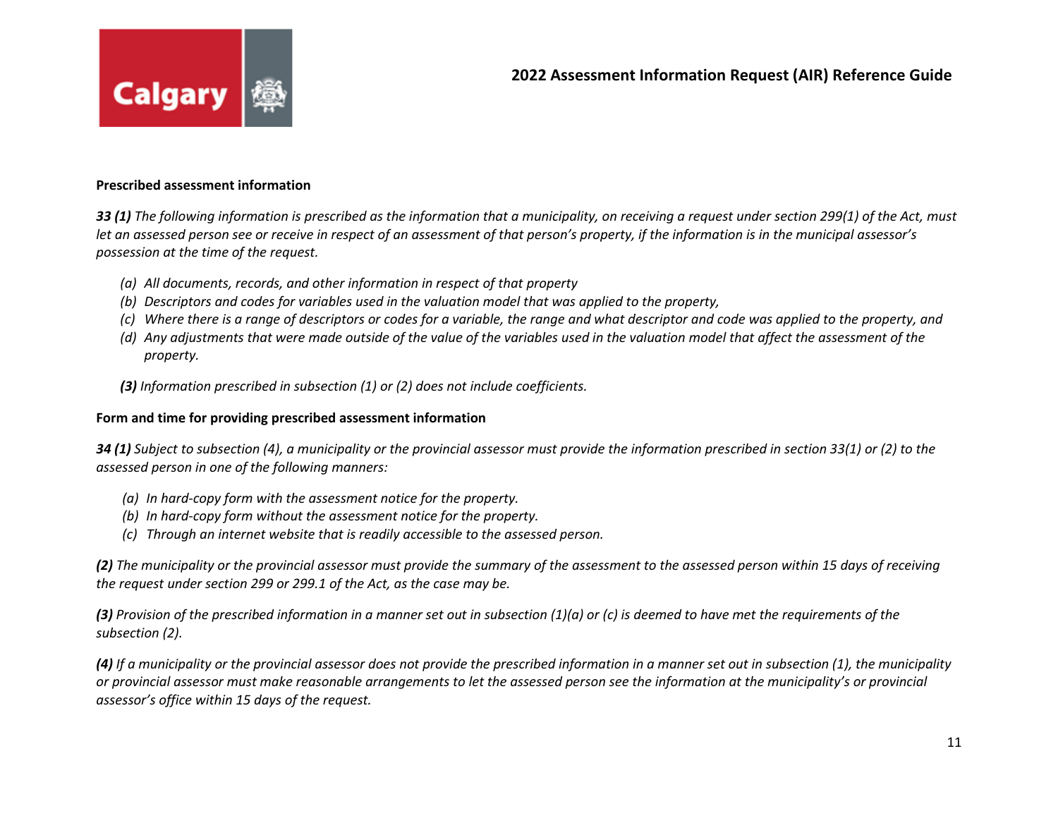**Prescribed assessment information**

***33 (1)*** *The following information is prescribed as the information that a municipality, on receiving a request under section 299(1) of the Act, must let an assessed person see or receive in respect of an assessment of that person's property, if the information is in the municipal assessor's possession at the time of the request.*

- *(a) All documents, records, and other information in respect of that property*
- *(b) Descriptors and codes for variables used in the valuation model that was applied to the property,*
- *(c) Where there is a range of descriptors or codes for a variable, the range and what descriptor and code was applied to the property, and*
- *(d) Any adjustments that were made outside of the value of the variables used in the valuation model that affect the assessment of the property.*

***(3)*** *Information prescribed in subsection (1) or (2) does not include coefficients.*

**Form and time for providing prescribed assessment information**

***34 (1)*** *Subject to subsection (4), a municipality or the provincial assessor must provide the information prescribed in section 33(1) or (2) to the assessed person in one of the following manners:*

- *(a) In hard-copy form with the assessment notice for the property.*
- *(b) In hard-copy form without the assessment notice for the property.*
- *(c) Through an internet website that is readily accessible to the assessed person.*

***(2)*** *The municipality or the provincial assessor must provide the summary of the assessment to the assessed person within 15 days of receiving the request under section 299 or 299.1 of the Act, as the case may be.*

***(3)*** *Provision of the prescribed information in a manner set out in subsection (1)(a) or (c) is deemed to have met the requirements of the subsection (2).*

***(4)*** *If a municipality or the provincial assessor does not provide the prescribed information in a manner set out in subsection (1), the municipality or provincial assessor must make reasonable arrangements to let the assessed person see the information at the municipality's or provincial assessor's office within 15 days of the request.*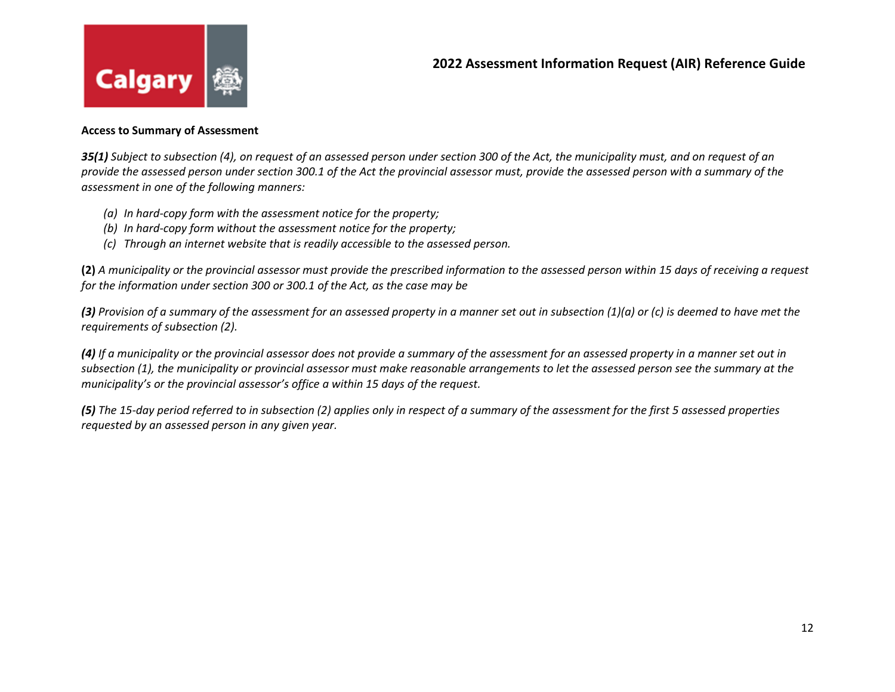**Access to Summary of Assessment**

***35(1)*** *Subject to subsection (4), on request of an assessed person under section 300 of the Act, the municipality must, and on request of an provide the assessed person under section 300.1 of the Act the provincial assessor must, provide the assessed person with a summary of the assessment in one of the following manners:*

- *(a) In hard-copy form with the assessment notice for the property;*
- *(b) In hard-copy form without the assessment notice for the property;*
- *(c) Through an internet website that is readily accessible to the assessed person.*

**(2)** *A municipality or the provincial assessor must provide the prescribed information to the assessed person within 15 days of receiving a request for the information under section 300 or 300.1 of the Act, as the case may be*

***(3)*** *Provision of a summary of the assessment for an assessed property in a manner set out in subsection (1)(a) or (c) is deemed to have met the requirements of subsection (2).*

***(4)*** *If a municipality or the provincial assessor does not provide a summary of the assessment for an assessed property in a manner set out in subsection (1), the municipality or provincial assessor must make reasonable arrangements to let the assessed person see the summary at the municipality's or the provincial assessor's office a within 15 days of the request.*

***(5)*** *The 15-day period referred to in subsection (2) applies only in respect of a summary of the assessment for the first 5 assessed properties requested by an assessed person in any given year.*